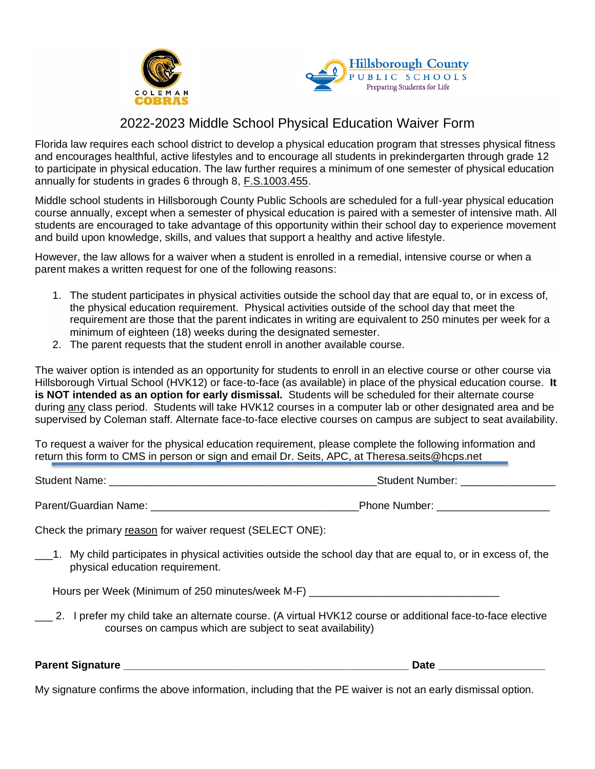# 2022-2023 Middle School Physical Education Waiver Form

Florida law requires each school district to develop a physical education program that stresses physical fitness and encourages healthful, active lifestyles and to encourage all students in prekindergarten through grade 12 to participate in physical education. The law further requires a minimum of one semester of physical education annually for students in grades 6 through 8, F.S.1003.455.

Middle school students in Hillsborough County Public Schools are scheduled for a full-year physical education course annually, except when a semester of physical education is paired with a semester of intensive math. All students are encouraged to take advantage of this opportunity within their school day to experience movement and build upon knowledge, skills, and values that support a healthy and active lifestyle.

However, the law allows for a waiver when a student is enrolled in a remedial, intensive course or when a parent makes a written request for one of the following reasons:

1. The student participates in physical activities outside the school day that are equal to, or in excess of, the physical education requirement. Physical activities outside of the school day that meet the requirement are those that the parent indicates in writing are equivalent to 250 minutes per week for a minimum of eighteen (18) weeks during the designated semester.
2. The parent requests that the student enroll in another available course.

The waiver option is intended as an opportunity for students to enroll in an elective course or other course via Hillsborough Virtual School (HVK12) or face-to-face (as available) in place of the physical education course. **It is NOT intended as an option for early dismissal.** Students will be scheduled for their alternate course during any class period. Students will take HVK12 courses in a computer lab or other designated area and be supervised by Coleman staff. Alternate face-to-face elective courses on campus are subject to seat availability.

To request a waiver for the physical education requirement, please complete the following information and return this form to CMS in person or sign and email Dr. Seits, APC, at Theresa.seits@hcps.net

Student Name: _____________________________________________ Student Number: ________________

Parent/Guardian Name: __________________________________ Phone Number: ___________________

Check the primary reason for waiver request (SELECT ONE):

___1. My child participates in physical activities outside the school day that are equal to, or in excess of, the physical education requirement.

Hours per Week (Minimum of 250 minutes/week M-F) _______________________________

___ 2. I prefer my child take an alternate course. (A virtual HVK12 course or additional face-to-face elective courses on campus which are subject to seat availability)

**Parent Signature** _______________________________________________ **Date** _________________

My signature confirms the above information, including that the PE waiver is not an early dismissal option.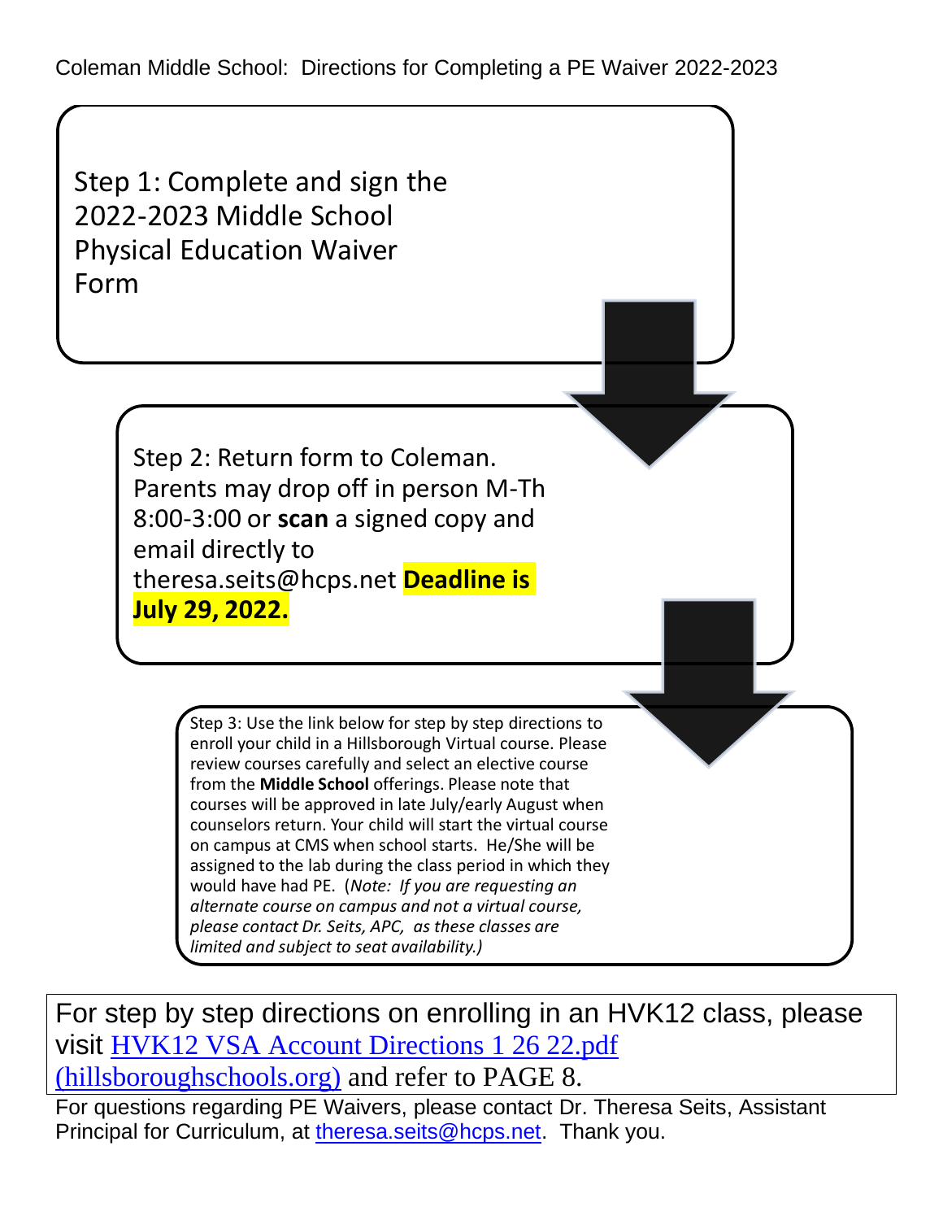Coleman Middle School: Directions for Completing a PE Waiver 2022-2023

Step 1: Complete and sign the 2022-2023 Middle School Physical Education Waiver Form

Step 2: Return form to Coleman. Parents may drop off in person M-Th 8:00-3:00 or **scan** a signed copy and email directly to theresa.seits@hcps.net **Deadline is July 29, 2022.**

Step 3: Use the link below for step by step directions to enroll your child in a Hillsborough Virtual course. Please review courses carefully and select an elective course from the **Middle School** offerings. Please note that courses will be approved in late July/early August when counselors return. Your child will start the virtual course on campus at CMS when school starts. He/She will be assigned to the lab during the class period in which they would have had PE. (*Note: If you are requesting an alternate course on campus and not a virtual course, please contact Dr. Seits, APC, as these classes are limited and subject to seat availability.)*

For step by step directions on enrolling in an HVK12 class, please visit HVK12 VSA Account Directions 1 26 22.pdf (hillsboroughschools.org) and refer to PAGE 8.

For questions regarding PE Waivers, please contact Dr. Theresa Seits, Assistant Principal for Curriculum, at theresa.seits@hcps.net. Thank you.